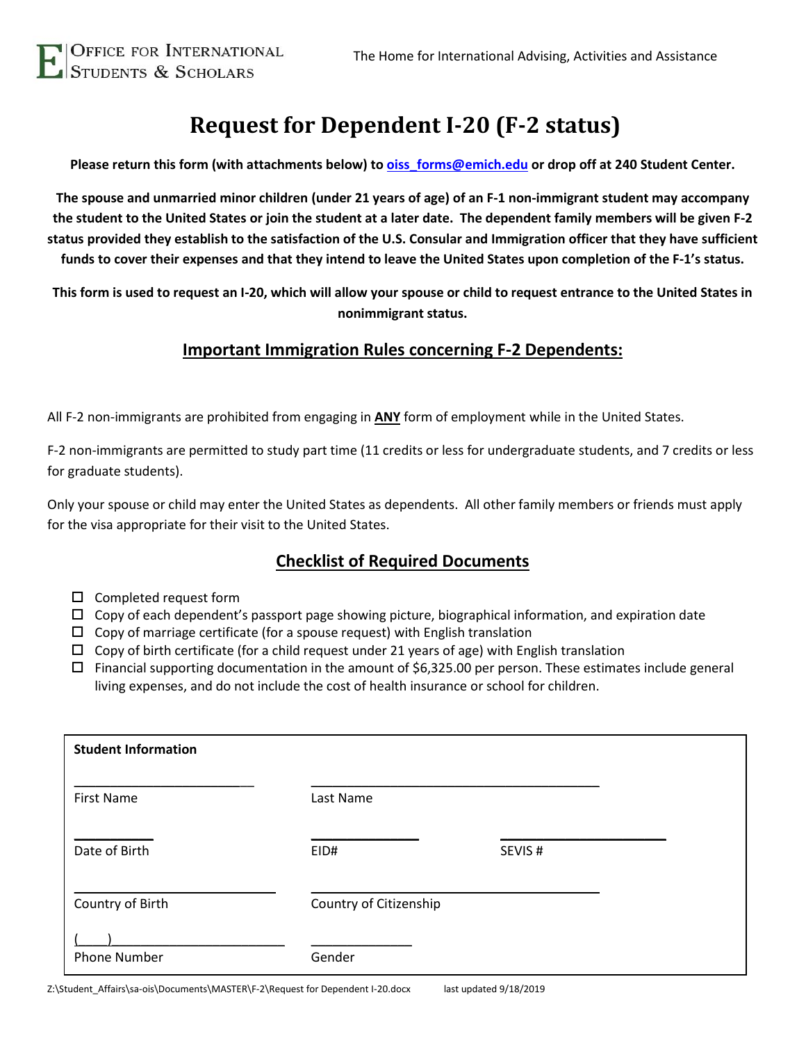OFFICE FOR INTERNATIONAL STUDENTS & SCHOLARS

The Home for International Advising, Activities and Assistance

# Request for Dependent I-20 (F-2 status)

**Please return this form (with attachments below) to [oiss_forms@emich.edu](mailto:oiss_forms@emich.edu) or drop off at 240 Student Center.**

**The spouse and unmarried minor children (under 21 years of age) of an F-1 non-immigrant student may accompany the student to the United States or join the student at a later date. The dependent family members will be given F-2 status provided they establish to the satisfaction of the U.S. Consular and Immigration officer that they have sufficient funds to cover their expenses and that they intend to leave the United States upon completion of the F-1's status.**

**This form is used to request an I-20, which will allow your spouse or child to request entrance to the United States in nonimmigrant status.**

## Important Immigration Rules concerning F-2 Dependents:

All F-2 non-immigrants are prohibited from engaging in **ANY** form of employment while in the United States.

F-2 non-immigrants are permitted to study part time (11 credits or less for undergraduate students, and 7 credits or less for graduate students).

Only your spouse or child may enter the United States as dependents. All other family members or friends must apply for the visa appropriate for their visit to the United States.

## Checklist of Required Documents

- ☐ Completed request form
- ☐ Copy of each dependent's passport page showing picture, biographical information, and expiration date
- ☐ Copy of marriage certificate (for a spouse request) with English translation
- ☐ Copy of birth certificate (for a child request under 21 years of age) with English translation
- ☐ Financial supporting documentation in the amount of $6,325.00 per person. These estimates include general living expenses, and do not include the cost of health insurance or school for children.

**Student Information**

| | | |
|---|---|---|
| ____________________ First Name | ____________________ Last Name | |
| __________ Date of Birth | __________ EID# | __________ SEVIS # |
| ____________________ Country of Birth | ____________________ Country of Citizenship | |
| (____)________________ Phone Number | __________ Gender | |

Z:\Student_Affairs\sa-ois\Documents\MASTER\F-2\Request for Dependent I-20.docx last updated 9/18/2019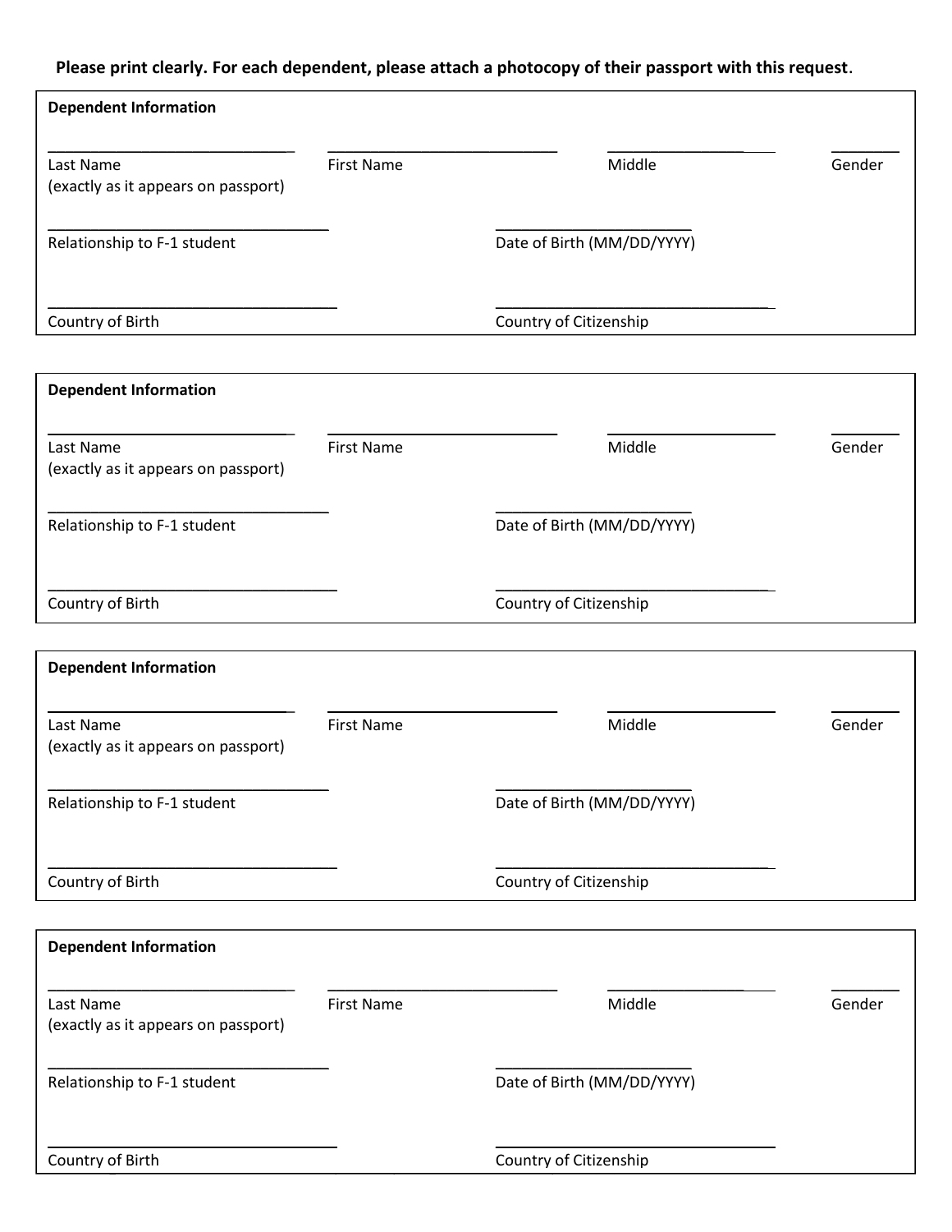**Please print clearly. For each dependent, please attach a photocopy of their passport with this request.**

**Dependent Information**

| ______________________ | ______________________ | ______________ | ______ |
|---|---|---|---|
| Last Name (exactly as it appears on passport) | First Name | Middle | Gender |

| ______________________ | ______________________ |
|---|---|
| Relationship to F-1 student | Date of Birth (MM/DD/YYYY) |
| ______________________ | ______________________ |
| Country of Birth | Country of Citizenship |

**Dependent Information**

| ______________________ | ______________________ | ______________ | ______ |
|---|---|---|---|
| Last Name (exactly as it appears on passport) | First Name | Middle | Gender |

| ______________________ | ______________________ |
|---|---|
| Relationship to F-1 student | Date of Birth (MM/DD/YYYY) |
| ______________________ | ______________________ |
| Country of Birth | Country of Citizenship |

**Dependent Information**

| ______________________ | ______________________ | ______________ | ______ |
|---|---|---|---|
| Last Name (exactly as it appears on passport) | First Name | Middle | Gender |

| ______________________ | ______________________ |
|---|---|
| Relationship to F-1 student | Date of Birth (MM/DD/YYYY) |
| ______________________ | ______________________ |
| Country of Birth | Country of Citizenship |

**Dependent Information**

| ______________________ | ______________________ | ______________ | ______ |
|---|---|---|---|
| Last Name (exactly as it appears on passport) | First Name | Middle | Gender |

| ______________________ | ______________________ |
|---|---|
| Relationship to F-1 student | Date of Birth (MM/DD/YYYY) |
| ______________________ | ______________________ |
| Country of Birth | Country of Citizenship |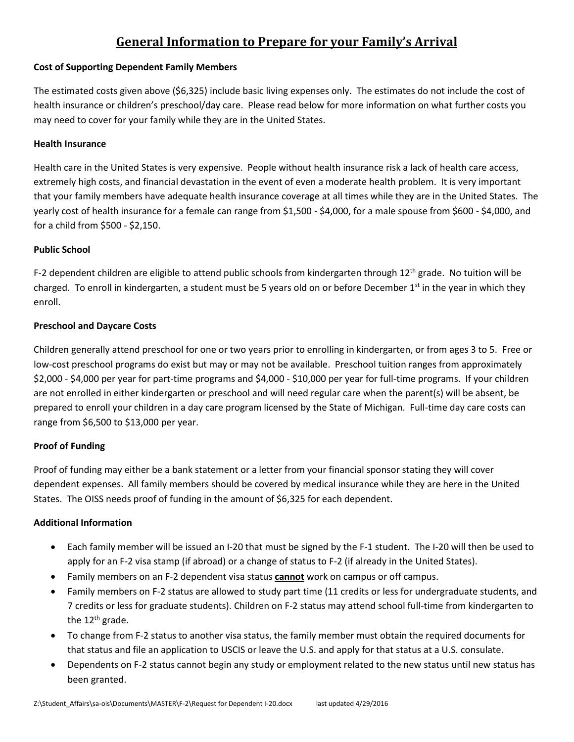# General Information to Prepare for your Family's Arrival

**Cost of Supporting Dependent Family Members**

The estimated costs given above ($6,325) include basic living expenses only. The estimates do not include the cost of health insurance or children's preschool/day care. Please read below for more information on what further costs you may need to cover for your family while they are in the United States.

**Health Insurance**

Health care in the United States is very expensive. People without health insurance risk a lack of health care access, extremely high costs, and financial devastation in the event of even a moderate health problem. It is very important that your family members have adequate health insurance coverage at all times while they are in the United States. The yearly cost of health insurance for a female can range from $1,500 - $4,000, for a male spouse from $600 - $4,000, and for a child from $500 - $2,150.

**Public School**

F-2 dependent children are eligible to attend public schools from kindergarten through 12th grade. No tuition will be charged. To enroll in kindergarten, a student must be 5 years old on or before December 1st in the year in which they enroll.

**Preschool and Daycare Costs**

Children generally attend preschool for one or two years prior to enrolling in kindergarten, or from ages 3 to 5. Free or low-cost preschool programs do exist but may or may not be available. Preschool tuition ranges from approximately $2,000 - $4,000 per year for part-time programs and $4,000 - $10,000 per year for full-time programs. If your children are not enrolled in either kindergarten or preschool and will need regular care when the parent(s) will be absent, be prepared to enroll your children in a day care program licensed by the State of Michigan. Full-time day care costs can range from $6,500 to $13,000 per year.

**Proof of Funding**

Proof of funding may either be a bank statement or a letter from your financial sponsor stating they will cover dependent expenses. All family members should be covered by medical insurance while they are here in the United States. The OISS needs proof of funding in the amount of $6,325 for each dependent.

**Additional Information**

- Each family member will be issued an I-20 that must be signed by the F-1 student. The I-20 will then be used to apply for an F-2 visa stamp (if abroad) or a change of status to F-2 (if already in the United States).
- Family members on an F-2 dependent visa status **cannot** work on campus or off campus.
- Family members on F-2 status are allowed to study part time (11 credits or less for undergraduate students, and 7 credits or less for graduate students). Children on F-2 status may attend school full-time from kindergarten to the 12th grade.
- To change from F-2 status to another visa status, the family member must obtain the required documents for that status and file an application to USCIS or leave the U.S. and apply for that status at a U.S. consulate.
- Dependents on F-2 status cannot begin any study or employment related to the new status until new status has been granted.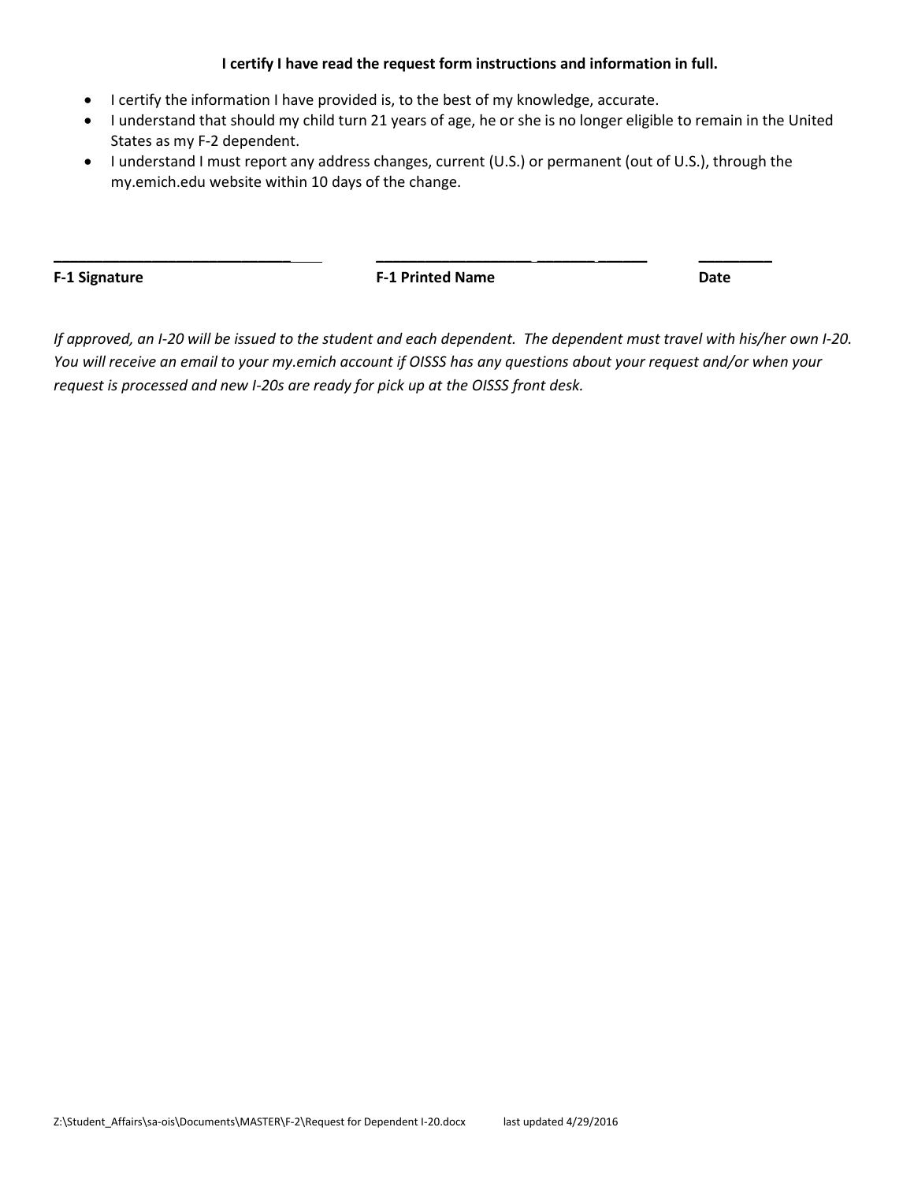**I certify I have read the request form instructions and information in full.**

- I certify the information I have provided is, to the best of my knowledge, accurate.
- I understand that should my child turn 21 years of age, he or she is no longer eligible to remain in the United States as my F-2 dependent.
- I understand I must report any address changes, current (U.S.) or permanent (out of U.S.), through the my.emich.edu website within 10 days of the change.

| | | |
|---|---|---|
| ______________________________ | ______________________________ | __________ |
| **F-1 Signature** | **F-1 Printed Name** | **Date** |

*If approved, an I-20 will be issued to the student and each dependent. The dependent must travel with his/her own I-20. You will receive an email to your my.emich account if OISSS has any questions about your request and/or when your request is processed and new I-20s are ready for pick up at the OISSS front desk.*

Z:\Student_Affairs\sa-ois\Documents\MASTER\F-2\Request for Dependent I-20.docx last updated 4/29/2016